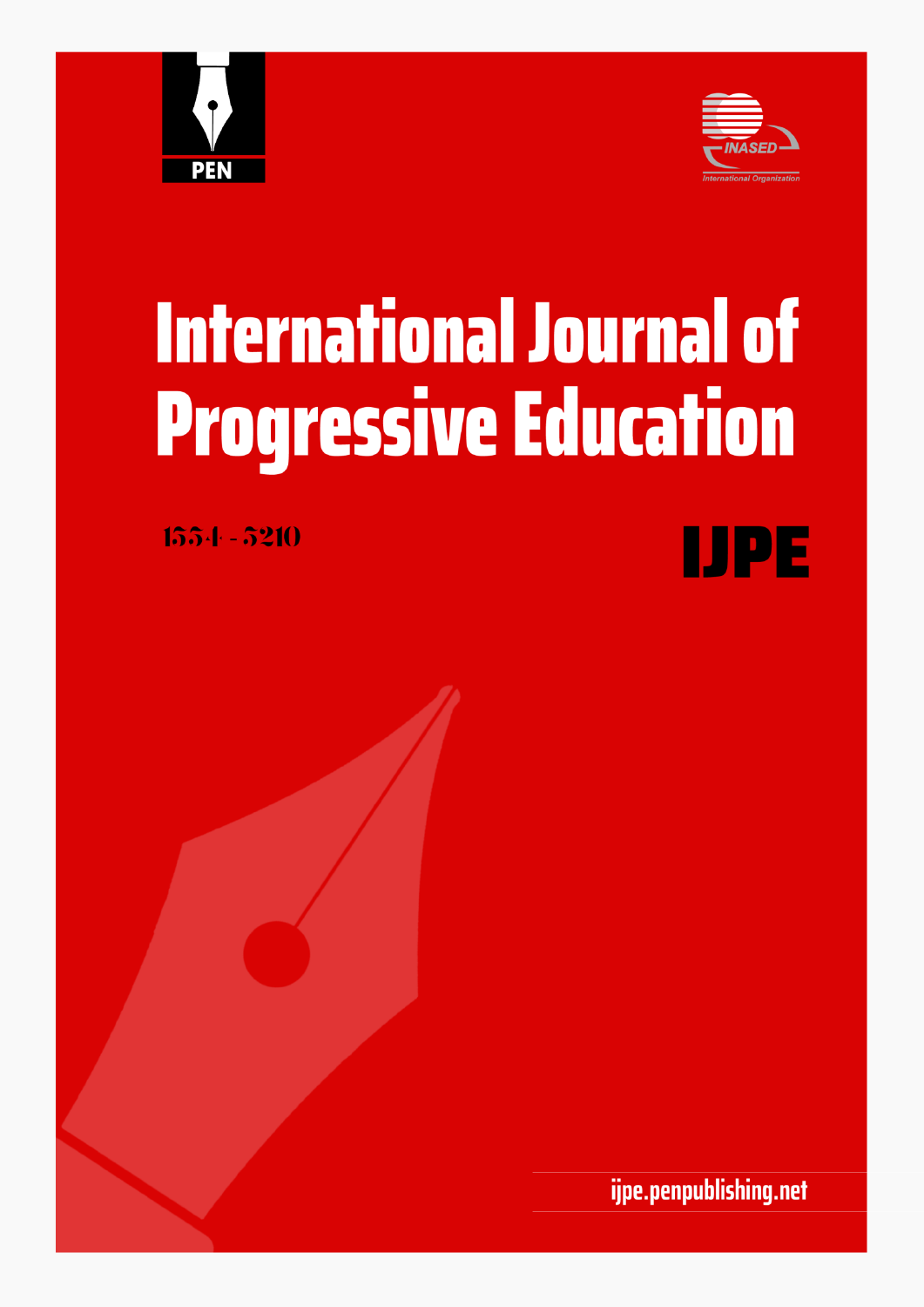PEN

INASED

International Organization

# International Journal of Progressive Education

1554 - 5210

IJPE

ijpe.penpublishing.net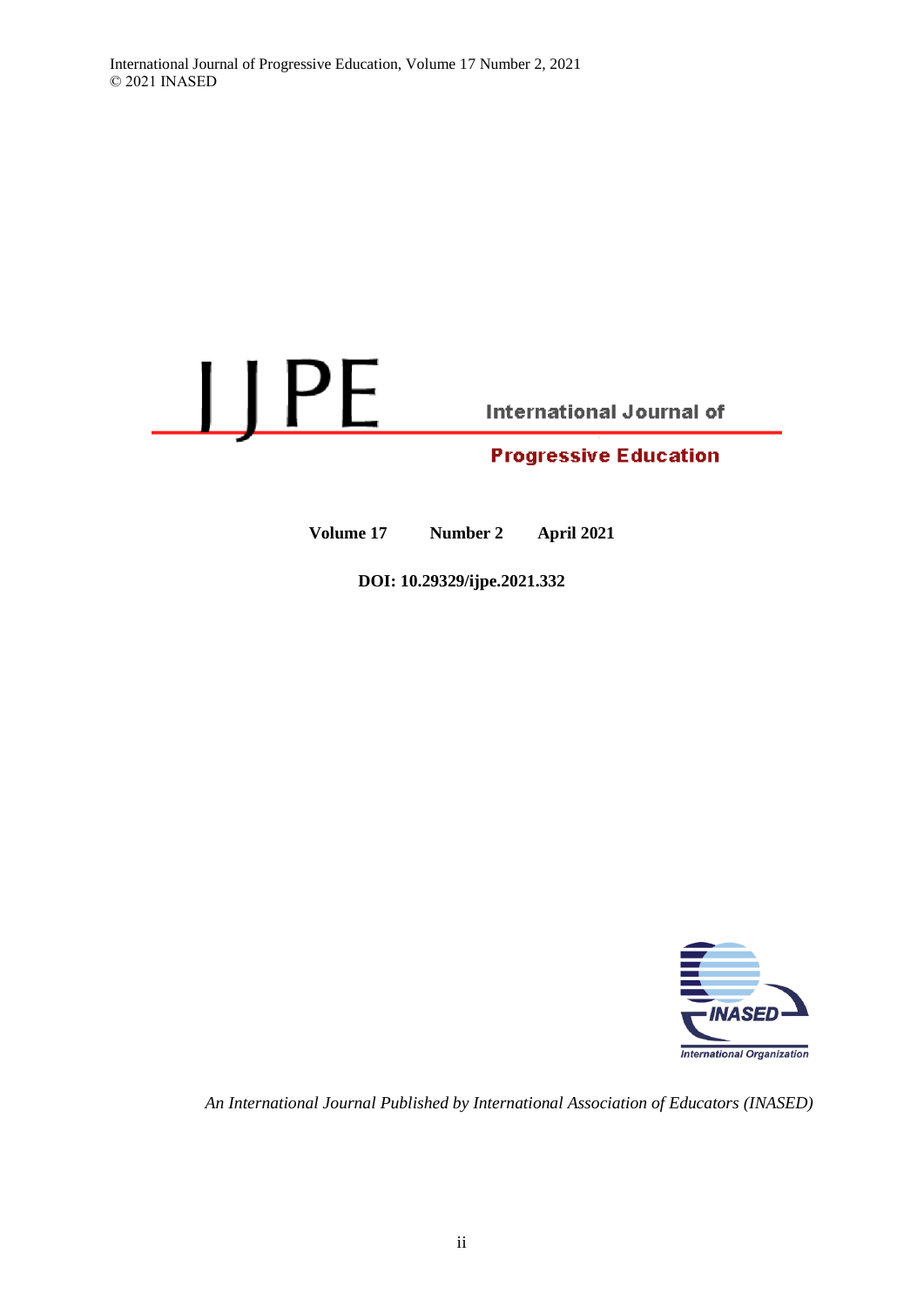# IJPE

International Journal of

Progressive Education

**Volume 17** **Number 2** **April 2021**

**DOI: 10.29329/ijpe.2021.332**

INASED

International Organization

*An International Journal Published by International Association of Educators (INASED)*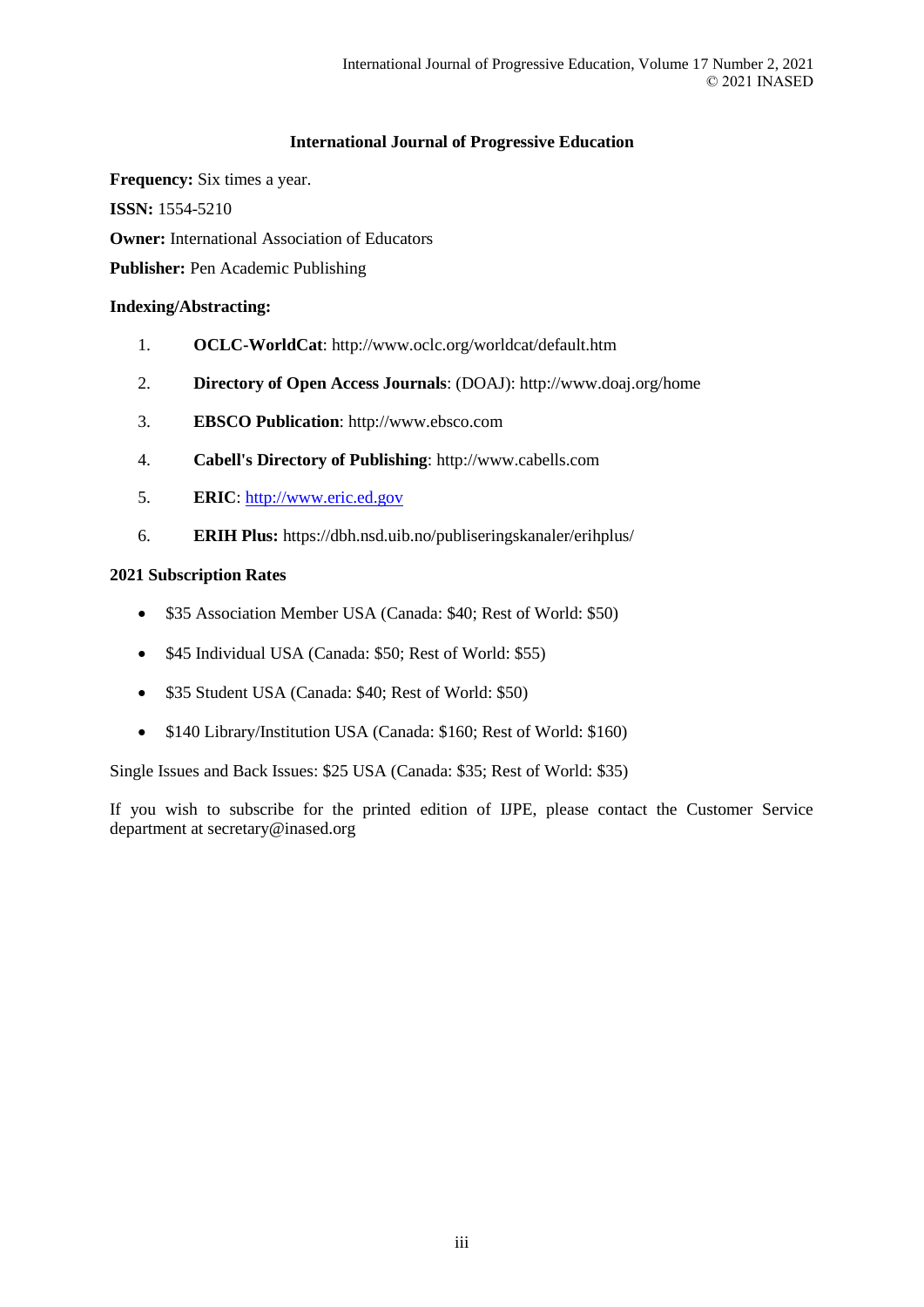# International Journal of Progressive Education

**Frequency:** Six times a year.

**ISSN:** 1554-5210

**Owner:** International Association of Educators

**Publisher:** Pen Academic Publishing

**Indexing/Abstracting:**

1. **OCLC-WorldCat**: http://www.oclc.org/worldcat/default.htm
2. **Directory of Open Access Journals**: (DOAJ): http://www.doaj.org/home
3. **EBSCO Publication**: http://www.ebsco.com
4. **Cabell's Directory of Publishing**: http://www.cabells.com
5. **ERIC**: http://www.eric.ed.gov
6. **ERIH Plus:** https://dbh.nsd.uib.no/publiseringskanaler/erihplus/

**2021 Subscription Rates**

- $35 Association Member USA (Canada: $40; Rest of World: $50)
- $45 Individual USA (Canada: $50; Rest of World: $55)
- $35 Student USA (Canada: $40; Rest of World: $50)
- $140 Library/Institution USA (Canada: $160; Rest of World: $160)

Single Issues and Back Issues: $25 USA (Canada: $35; Rest of World: $35)

If you wish to subscribe for the printed edition of IJPE, please contact the Customer Service department at secretary@inased.org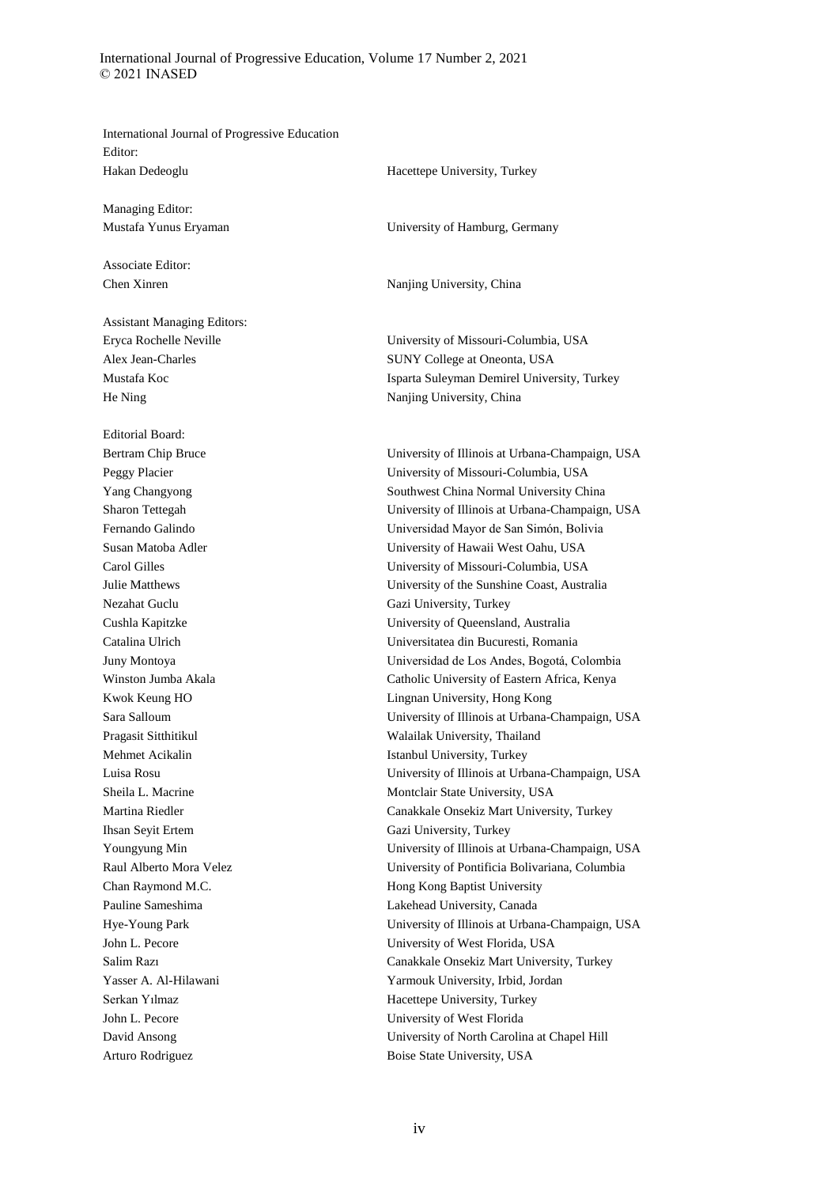International Journal of Progressive Education

Editor:

| | |
|---|---|
| Hakan Dedeoglu | Hacettepe University, Turkey |

Managing Editor:

| | |
|---|---|
| Mustafa Yunus Eryaman | University of Hamburg, Germany |

Associate Editor:

| | |
|---|---|
| Chen Xinren | Nanjing University, China |

Assistant Managing Editors:

| | |
|---|---|
| Eryca Rochelle Neville | University of Missouri-Columbia, USA |
| Alex Jean-Charles | SUNY College at Oneonta, USA |
| Mustafa Koc | Isparta Suleyman Demirel University, Turkey |
| He Ning | Nanjing University, China |

Editorial Board:

| | |
|---|---|
| Bertram Chip Bruce | University of Illinois at Urbana-Champaign, USA |
| Peggy Placier | University of Missouri-Columbia, USA |
| Yang Changyong | Southwest China Normal University China |
| Sharon Tettegah | University of Illinois at Urbana-Champaign, USA |
| Fernando Galindo | Universidad Mayor de San Simón, Bolivia |
| Susan Matoba Adler | University of Hawaii West Oahu, USA |
| Carol Gilles | University of Missouri-Columbia, USA |
| Julie Matthews | University of the Sunshine Coast, Australia |
| Nezahat Guclu | Gazi University, Turkey |
| Cushla Kapitzke | University of Queensland, Australia |
| Catalina Ulrich | Universitatea din Bucuresti, Romania |
| Juny Montoya | Universidad de Los Andes, Bogotá, Colombia |
| Winston Jumba Akala | Catholic University of Eastern Africa, Kenya |
| Kwok Keung HO | Lingnan University, Hong Kong |
| Sara Salloum | University of Illinois at Urbana-Champaign, USA |
| Pragasit Sitthitikul | Walailak University, Thailand |
| Mehmet Acikalin | Istanbul University, Turkey |
| Luisa Rosu | University of Illinois at Urbana-Champaign, USA |
| Sheila L. Macrine | Montclair State University, USA |
| Martina Riedler | Canakkale Onsekiz Mart University, Turkey |
| Ihsan Seyit Ertem | Gazi University, Turkey |
| Youngyung Min | University of Illinois at Urbana-Champaign, USA |
| Raul Alberto Mora Velez | University of Pontificia Bolivariana, Columbia |
| Chan Raymond M.C. | Hong Kong Baptist University |
| Pauline Sameshima | Lakehead University, Canada |
| Hye-Young Park | University of Illinois at Urbana-Champaign, USA |
| John L. Pecore | University of West Florida, USA |
| Salim Razı | Canakkale Onsekiz Mart University, Turkey |
| Yasser A. Al-Hilawani | Yarmouk University, Irbid, Jordan |
| Serkan Yılmaz | Hacettepe University, Turkey |
| John L. Pecore | University of West Florida |
| David Ansong | University of North Carolina at Chapel Hill |
| Arturo Rodriguez | Boise State University, USA |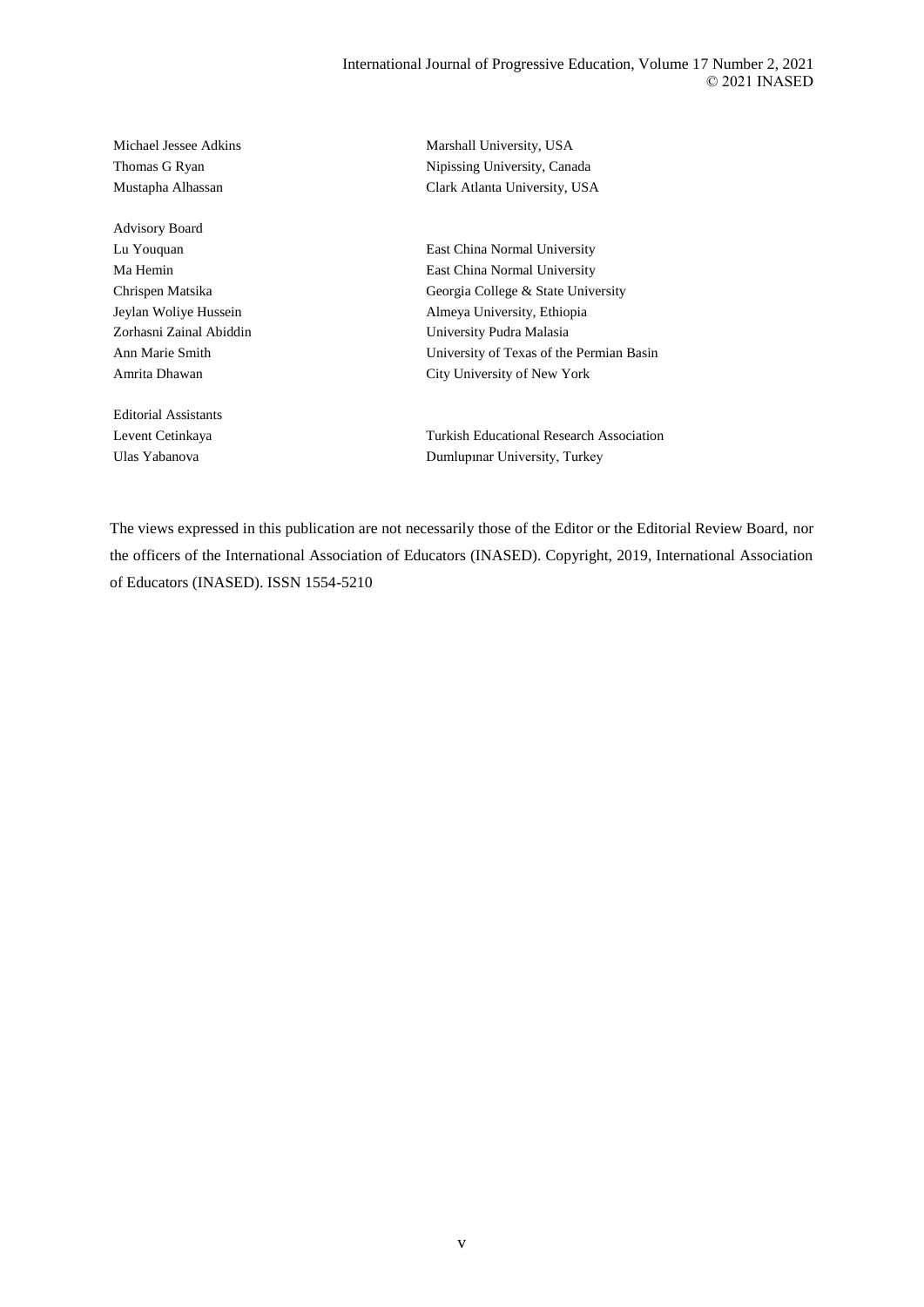| | |
|---|---|
| Michael Jessee Adkins | Marshall University, USA |
| Thomas G Ryan | Nipissing University, Canada |
| Mustapha Alhassan | Clark Atlanta University, USA |

**Advisory Board**

| | |
|---|---|
| Lu Youquan | East China Normal University |
| Ma Hemin | East China Normal University |
| Chrispen Matsika | Georgia College & State University |
| Jeylan Woliye Hussein | Almeya University, Ethiopia |
| Zorhasni Zainal Abiddin | University Pudra Malasia |
| Ann Marie Smith | University of Texas of the Permian Basin |
| Amrita Dhawan | City University of New York |

**Editorial Assistants**

| | |
|---|---|
| Levent Cetinkaya | Turkish Educational Research Association |
| Ulas Yabanova | Dumlupınar University, Turkey |

The views expressed in this publication are not necessarily those of the Editor or the Editorial Review Board, nor the officers of the International Association of Educators (INASED). Copyright, 2019, International Association of Educators (INASED). ISSN 1554-5210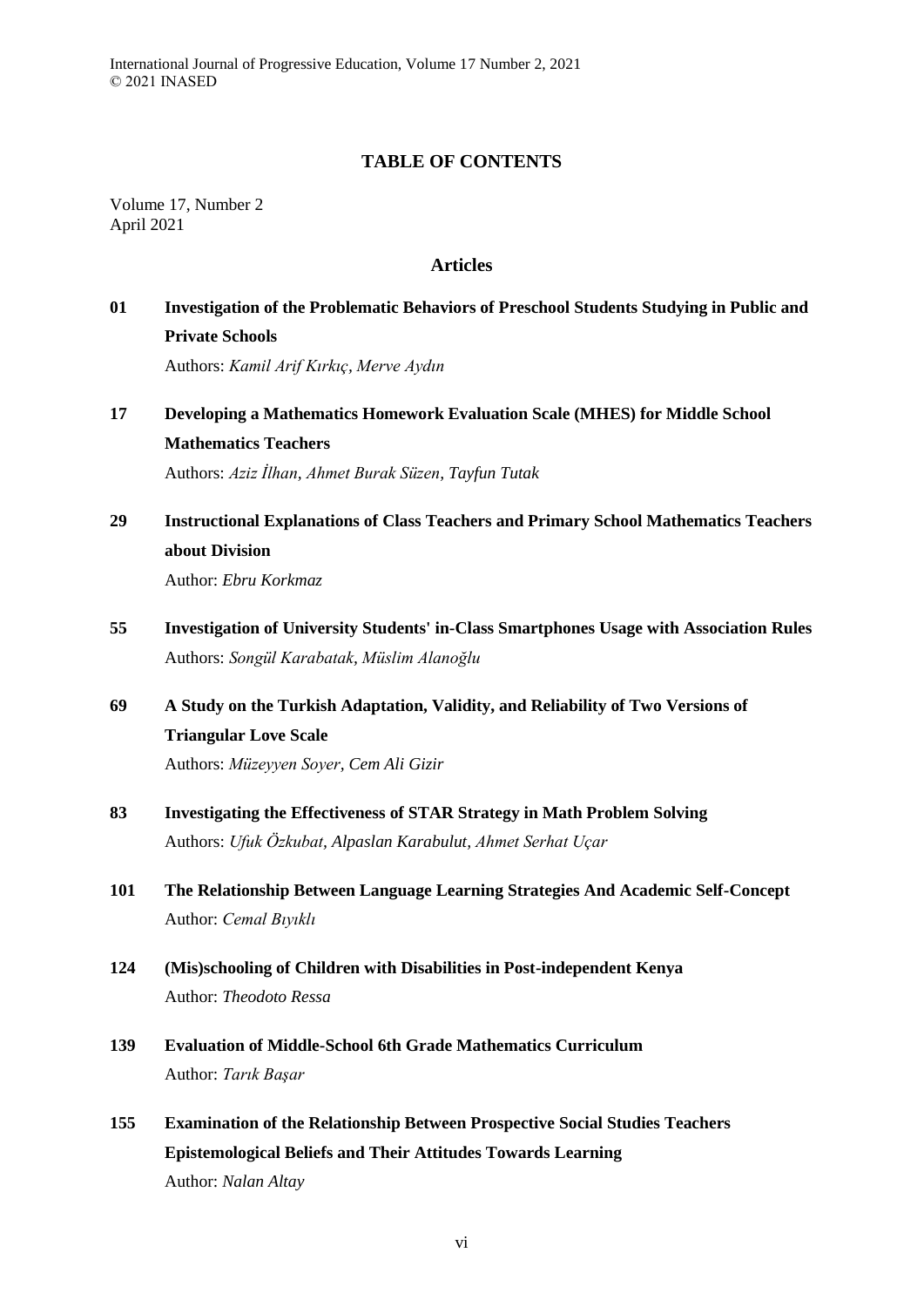# TABLE OF CONTENTS

Volume 17, Number 2
April 2021

## Articles

**01 Investigation of the Problematic Behaviors of Preschool Students Studying in Public and Private Schools**
Authors: *Kamil Arif Kırkıç, Merve Aydın*

**17 Developing a Mathematics Homework Evaluation Scale (MHES) for Middle School Mathematics Teachers**
Authors: *Aziz İlhan, Ahmet Burak Süzen, Tayfun Tutak*

**29 Instructional Explanations of Class Teachers and Primary School Mathematics Teachers about Division**
Author: *Ebru Korkmaz*

**55 Investigation of University Students' in-Class Smartphones Usage with Association Rules**
Authors: *Songül Karabatak, Müslim Alanoğlu*

**69 A Study on the Turkish Adaptation, Validity, and Reliability of Two Versions of Triangular Love Scale**
Authors: *Müzeyyen Soyer, Cem Ali Gizir*

**83 Investigating the Effectiveness of STAR Strategy in Math Problem Solving**
Authors: *Ufuk Özkubat, Alpaslan Karabulut, Ahmet Serhat Uçar*

**101 The Relationship Between Language Learning Strategies And Academic Self-Concept**
Author: *Cemal Bıyıklı*

**124 (Mis)schooling of Children with Disabilities in Post-independent Kenya**
Author: *Theodoto Ressa*

**139 Evaluation of Middle-School 6th Grade Mathematics Curriculum**
Author: *Tarık Başar*

**155 Examination of the Relationship Between Prospective Social Studies Teachers Epistemological Beliefs and Their Attitudes Towards Learning**
Author: *Nalan Altay*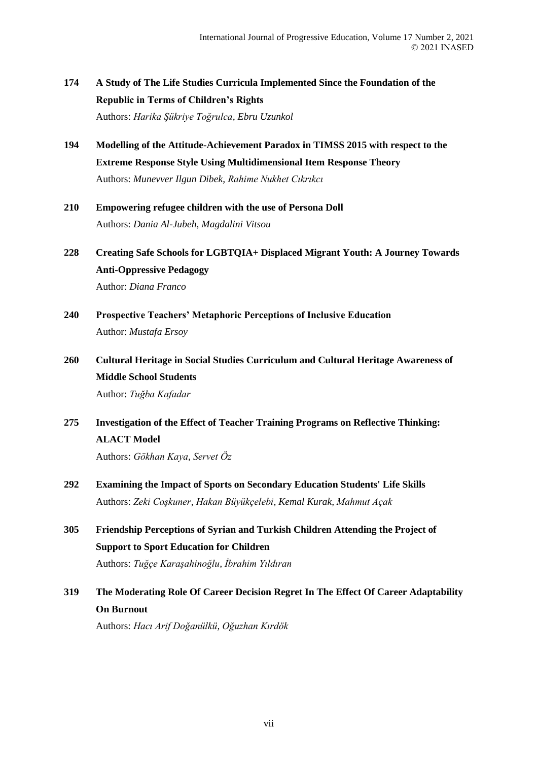**174** **A Study of The Life Studies Curricula Implemented Since the Foundation of the Republic in Terms of Children's Rights**
Authors: *Harika Şükriye Toğrulca, Ebru Uzunkol*

**194** **Modelling of the Attitude-Achievement Paradox in TIMSS 2015 with respect to the Extreme Response Style Using Multidimensional Item Response Theory**
Authors: *Munevver Ilgun Dibek, Rahime Nukhet Cıkrıkcı*

**210** **Empowering refugee children with the use of Persona Doll**
Authors: *Dania Al-Jubeh, Magdalini Vitsou*

**228** **Creating Safe Schools for LGBTQIA+ Displaced Migrant Youth: A Journey Towards Anti-Oppressive Pedagogy**
Author: *Diana Franco*

**240** **Prospective Teachers' Metaphoric Perceptions of Inclusive Education**
Author: *Mustafa Ersoy*

**260** **Cultural Heritage in Social Studies Curriculum and Cultural Heritage Awareness of Middle School Students**
Author: *Tuğba Kafadar*

**275** **Investigation of the Effect of Teacher Training Programs on Reflective Thinking: ALACT Model**
Authors: *Gökhan Kaya, Servet Öz*

**292** **Examining the Impact of Sports on Secondary Education Students' Life Skills**
Authors: *Zeki Coşkuner, Hakan Büyükçelebi, Kemal Kurak, Mahmut Açak*

**305** **Friendship Perceptions of Syrian and Turkish Children Attending the Project of Support to Sport Education for Children**
Authors: *Tuğçe Karaşahinoğlu, İbrahim Yıldıran*

**319** **The Moderating Role Of Career Decision Regret In The Effect Of Career Adaptability On Burnout**
Authors: *Hacı Arif Doğanülkü, Oğuzhan Kırdök*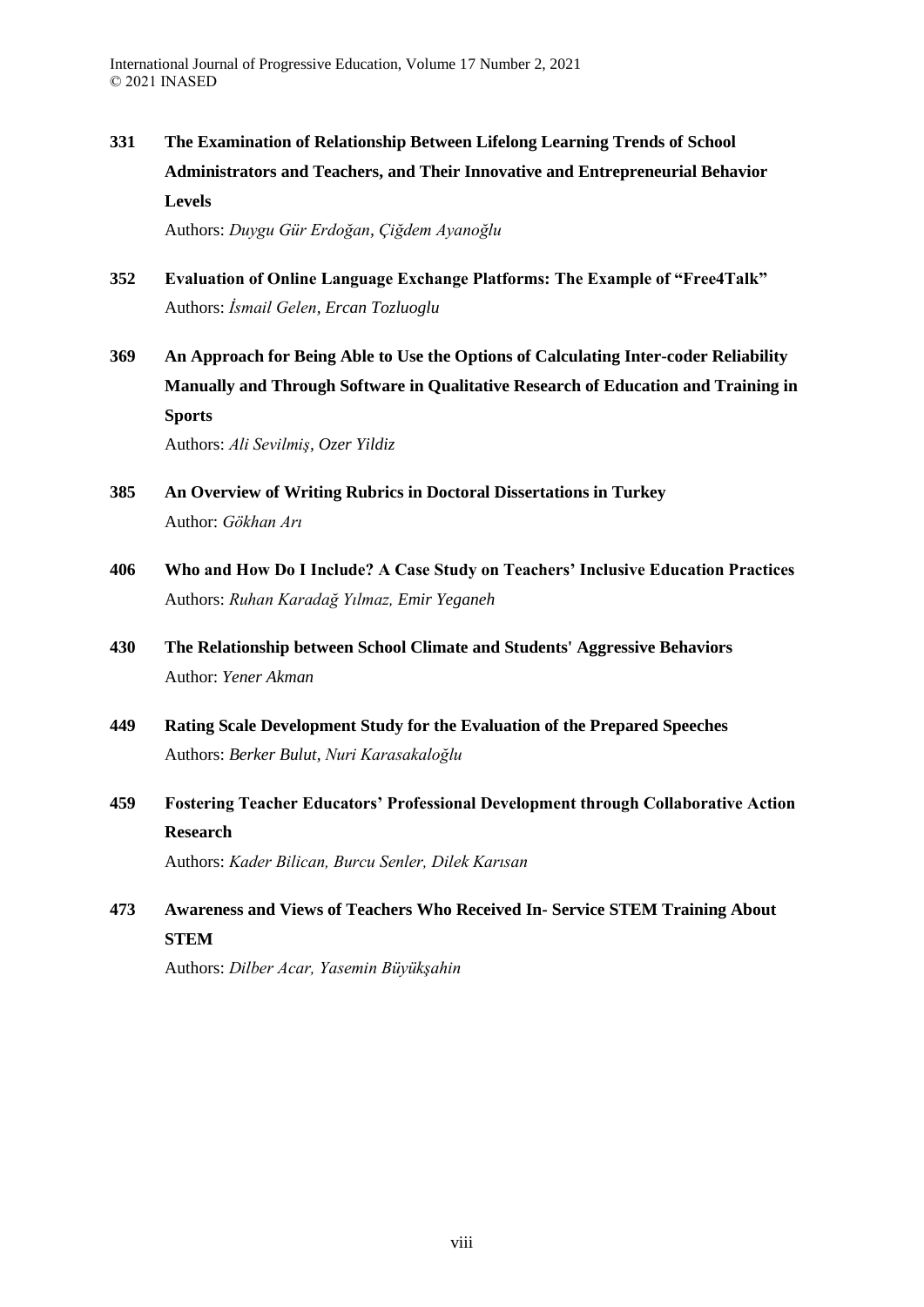**331** **The Examination of Relationship Between Lifelong Learning Trends of School Administrators and Teachers, and Their Innovative and Entrepreneurial Behavior Levels**
Authors: *Duygu Gür Erdoğan, Çiğdem Ayanoğlu*

**352** **Evaluation of Online Language Exchange Platforms: The Example of "Free4Talk"**
Authors: *İsmail Gelen, Ercan Tozluoglu*

**369** **An Approach for Being Able to Use the Options of Calculating Inter-coder Reliability Manually and Through Software in Qualitative Research of Education and Training in Sports**
Authors: *Ali Sevilmiş, Ozer Yildiz*

**385** **An Overview of Writing Rubrics in Doctoral Dissertations in Turkey**
Author: *Gökhan Arı*

**406** **Who and How Do I Include? A Case Study on Teachers' Inclusive Education Practices**
Authors: *Ruhan Karadağ Yılmaz, Emir Yeganeh*

**430** **The Relationship between School Climate and Students' Aggressive Behaviors**
Author: *Yener Akman*

**449** **Rating Scale Development Study for the Evaluation of the Prepared Speeches**
Authors: *Berker Bulut, Nuri Karasakaloğlu*

**459** **Fostering Teacher Educators' Professional Development through Collaborative Action Research**
Authors: *Kader Bilican, Burcu Senler, Dilek Karısan*

**473** **Awareness and Views of Teachers Who Received In- Service STEM Training About STEM**
Authors: *Dilber Acar, Yasemin Büyükşahin*